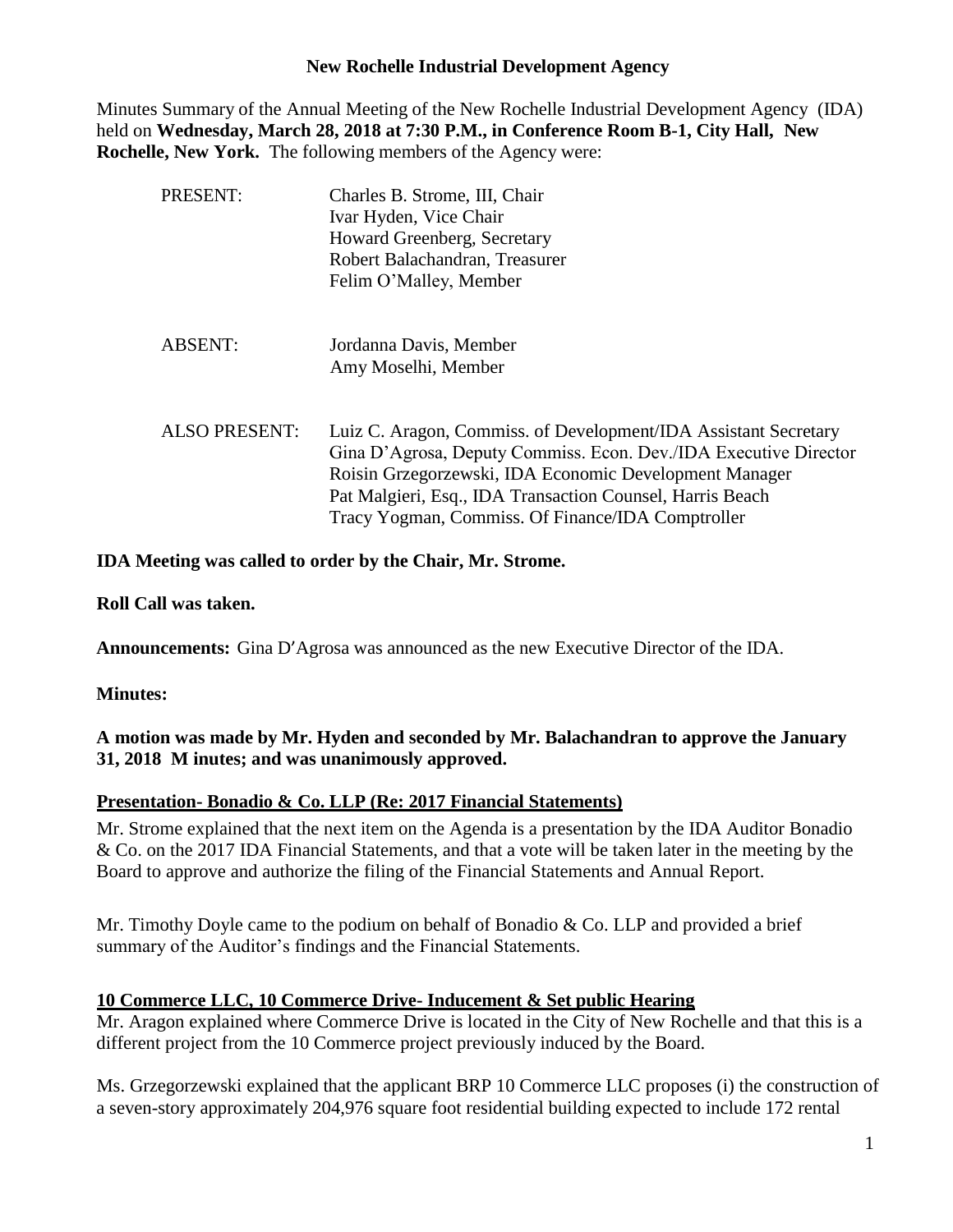**New Rochelle Industrial Development Agency**

Minutes Summary of the Annual Meeting of the New Rochelle Industrial Development Agency (IDA) held on **Wednesday, March 28, 2018 at 7:30 P.M., in Conference Room B-1, City Hall, New Rochelle, New York.** The following members of the Agency were:

| | |
|---|---|
| PRESENT: | Charles B. Strome, III, Chair<br>Ivar Hyden, Vice Chair<br>Howard Greenberg, Secretary<br>Robert Balachandran, Treasurer<br>Felim O'Malley, Member |
| ABSENT: | Jordanna Davis, Member<br>Amy Moselhi, Member |
| ALSO PRESENT: | Luiz C. Aragon, Commiss. of Development/IDA Assistant Secretary<br>Gina D'Agrosa, Deputy Commiss. Econ. Dev./IDA Executive Director<br>Roisin Grzegorzewski, IDA Economic Development Manager<br>Pat Malgieri, Esq., IDA Transaction Counsel, Harris Beach<br>Tracy Yogman, Commiss. Of Finance/IDA Comptroller |

**IDA Meeting was called to order by the Chair, Mr. Strome.**

**Roll Call was taken.**

**Announcements:** Gina D′Agrosa was announced as the new Executive Director of the IDA.

**Minutes:**

**A motion was made by Mr. Hyden and seconded by Mr. Balachandran to approve the January 31, 2018 M inutes; and was unanimously approved.**

**Presentation- Bonadio & Co. LLP (Re: 2017 Financial Statements)**

Mr. Strome explained that the next item on the Agenda is a presentation by the IDA Auditor Bonadio & Co. on the 2017 IDA Financial Statements, and that a vote will be taken later in the meeting by the Board to approve and authorize the filing of the Financial Statements and Annual Report.

Mr. Timothy Doyle came to the podium on behalf of Bonadio & Co. LLP and provided a brief summary of the Auditor's findings and the Financial Statements.

**10 Commerce LLC, 10 Commerce Drive- Inducement & Set public Hearing**

Mr. Aragon explained where Commerce Drive is located in the City of New Rochelle and that this is a different project from the 10 Commerce project previously induced by the Board.

Ms. Grzegorzewski explained that the applicant BRP 10 Commerce LLC proposes (i) the construction of a seven-story approximately 204,976 square foot residential building expected to include 172 rental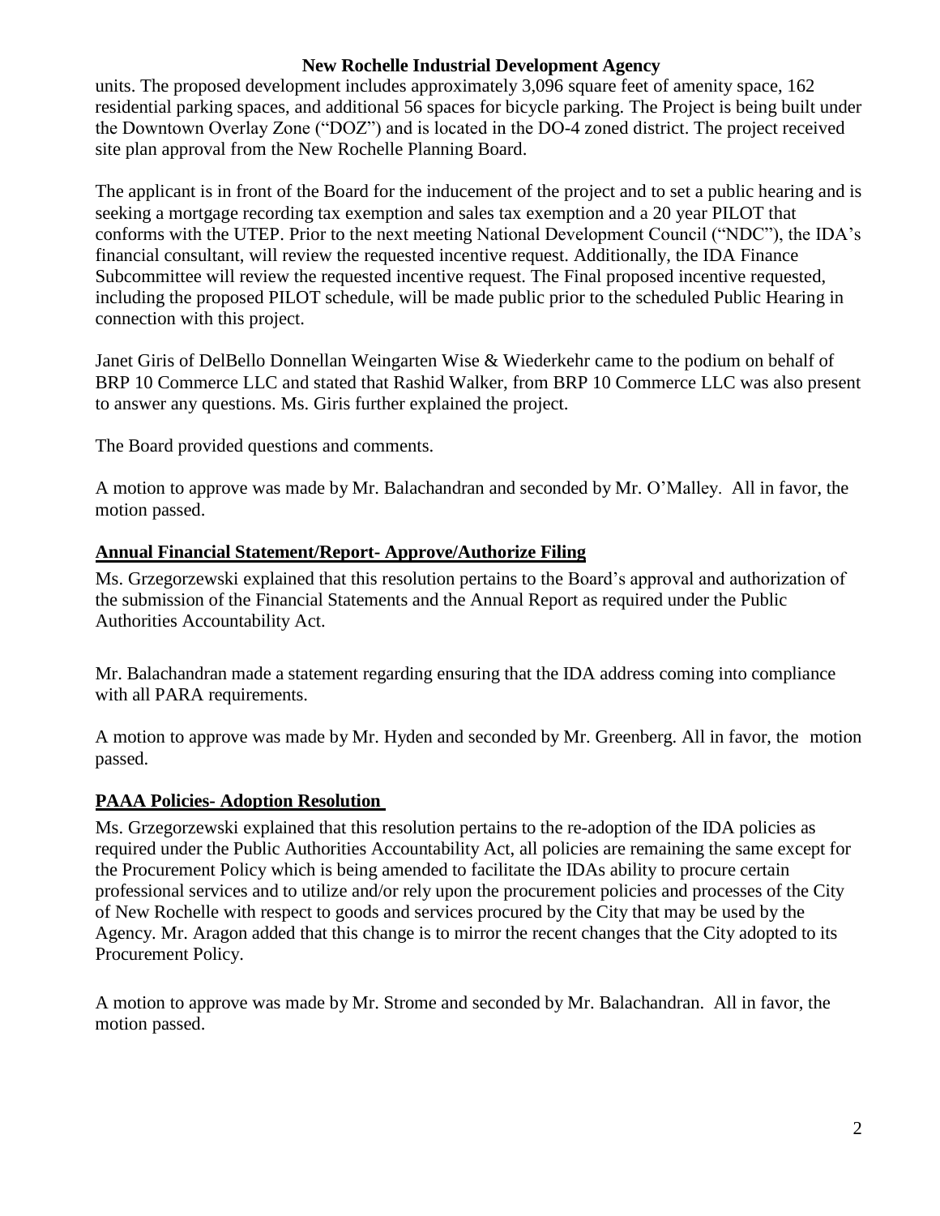units. The proposed development includes approximately 3,096 square feet of amenity space, 162 residential parking spaces, and additional 56 spaces for bicycle parking. The Project is being built under the Downtown Overlay Zone ("DOZ") and is located in the DO-4 zoned district. The project received site plan approval from the New Rochelle Planning Board.

The applicant is in front of the Board for the inducement of the project and to set a public hearing and is seeking a mortgage recording tax exemption and sales tax exemption and a 20 year PILOT that conforms with the UTEP. Prior to the next meeting National Development Council ("NDC"), the IDA's financial consultant, will review the requested incentive request. Additionally, the IDA Finance Subcommittee will review the requested incentive request. The Final proposed incentive requested, including the proposed PILOT schedule, will be made public prior to the scheduled Public Hearing in connection with this project.

Janet Giris of DelBello Donnellan Weingarten Wise & Wiederkehr came to the podium on behalf of BRP 10 Commerce LLC and stated that Rashid Walker, from BRP 10 Commerce LLC was also present to answer any questions. Ms. Giris further explained the project.

The Board provided questions and comments.

A motion to approve was made by Mr. Balachandran and seconded by Mr. O'Malley. All in favor, the motion passed.

**Annual Financial Statement/Report- Approve/Authorize Filing**

Ms. Grzegorzewski explained that this resolution pertains to the Board's approval and authorization of the submission of the Financial Statements and the Annual Report as required under the Public Authorities Accountability Act.

Mr. Balachandran made a statement regarding ensuring that the IDA address coming into compliance with all PARA requirements.

A motion to approve was made by Mr. Hyden and seconded by Mr. Greenberg. All in favor, the motion passed.

**PAAA Policies- Adoption Resolution**

Ms. Grzegorzewski explained that this resolution pertains to the re-adoption of the IDA policies as required under the Public Authorities Accountability Act, all policies are remaining the same except for the Procurement Policy which is being amended to facilitate the IDAs ability to procure certain professional services and to utilize and/or rely upon the procurement policies and processes of the City of New Rochelle with respect to goods and services procured by the City that may be used by the Agency. Mr. Aragon added that this change is to mirror the recent changes that the City adopted to its Procurement Policy.

A motion to approve was made by Mr. Strome and seconded by Mr. Balachandran. All in favor, the motion passed.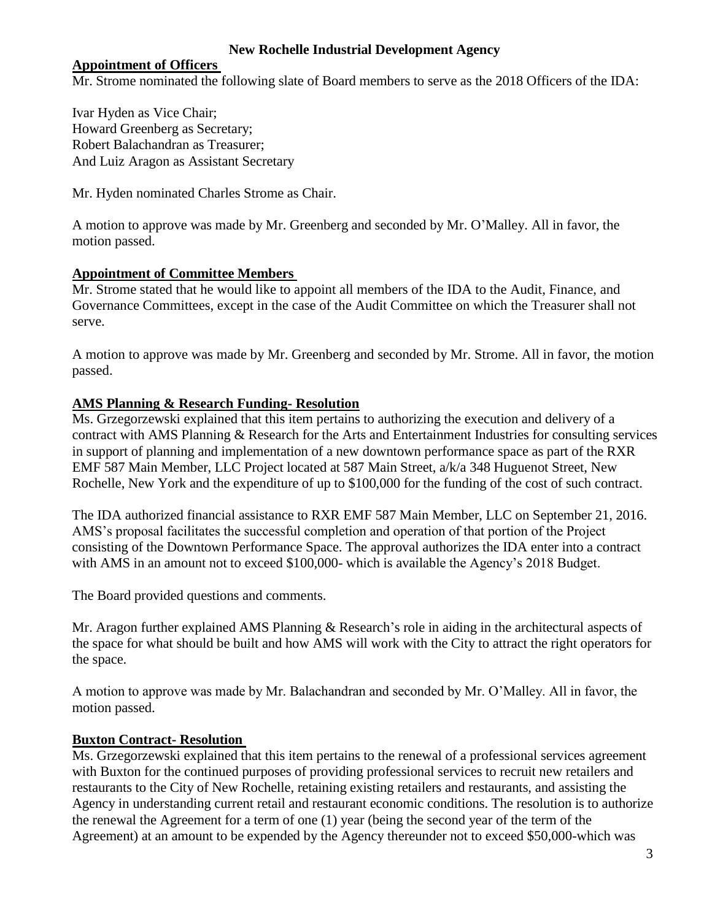**New Rochelle Industrial Development Agency**

**Appointment of Officers**

Mr. Strome nominated the following slate of Board members to serve as the 2018 Officers of the IDA:

Ivar Hyden as Vice Chair;
Howard Greenberg as Secretary;
Robert Balachandran as Treasurer;
And Luiz Aragon as Assistant Secretary

Mr. Hyden nominated Charles Strome as Chair.

A motion to approve was made by Mr. Greenberg and seconded by Mr. O'Malley. All in favor, the motion passed.

**Appointment of Committee Members**

Mr. Strome stated that he would like to appoint all members of the IDA to the Audit, Finance, and Governance Committees, except in the case of the Audit Committee on which the Treasurer shall not serve.

A motion to approve was made by Mr. Greenberg and seconded by Mr. Strome. All in favor, the motion passed.

**AMS Planning & Research Funding- Resolution**

Ms. Grzegorzewski explained that this item pertains to authorizing the execution and delivery of a contract with AMS Planning & Research for the Arts and Entertainment Industries for consulting services in support of planning and implementation of a new downtown performance space as part of the RXR EMF 587 Main Member, LLC Project located at 587 Main Street, a/k/a 348 Huguenot Street, New Rochelle, New York and the expenditure of up to \$100,000 for the funding of the cost of such contract.

The IDA authorized financial assistance to RXR EMF 587 Main Member, LLC on September 21, 2016. AMS's proposal facilitates the successful completion and operation of that portion of the Project consisting of the Downtown Performance Space. The approval authorizes the IDA enter into a contract with AMS in an amount not to exceed \$100,000- which is available the Agency's 2018 Budget.

The Board provided questions and comments.

Mr. Aragon further explained AMS Planning & Research's role in aiding in the architectural aspects of the space for what should be built and how AMS will work with the City to attract the right operators for the space.

A motion to approve was made by Mr. Balachandran and seconded by Mr. O'Malley. All in favor, the motion passed.

**Buxton Contract- Resolution**

Ms. Grzegorzewski explained that this item pertains to the renewal of a professional services agreement with Buxton for the continued purposes of providing professional services to recruit new retailers and restaurants to the City of New Rochelle, retaining existing retailers and restaurants, and assisting the Agency in understanding current retail and restaurant economic conditions. The resolution is to authorize the renewal the Agreement for a term of one (1) year (being the second year of the term of the Agreement) at an amount to be expended by the Agency thereunder not to exceed \$50,000-which was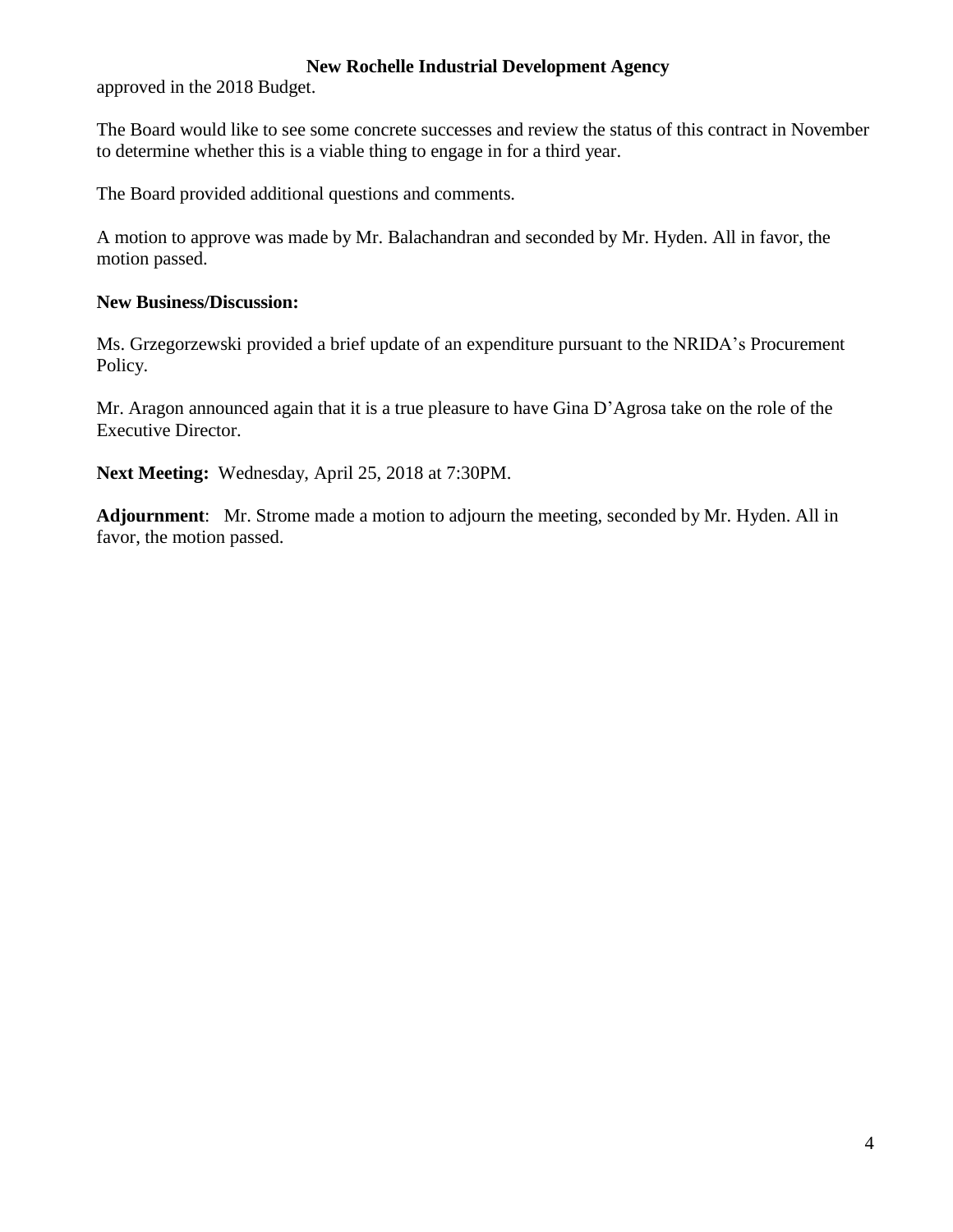approved in the 2018 Budget.

The Board would like to see some concrete successes and review the status of this contract in November to determine whether this is a viable thing to engage in for a third year.

The Board provided additional questions and comments.

A motion to approve was made by Mr. Balachandran and seconded by Mr. Hyden. All in favor, the motion passed.

**New Business/Discussion:**

Ms. Grzegorzewski provided a brief update of an expenditure pursuant to the NRIDA's Procurement Policy.

Mr. Aragon announced again that it is a true pleasure to have Gina D'Agrosa take on the role of the Executive Director.

**Next Meeting:** Wednesday, April 25, 2018 at 7:30PM.

**Adjournment**: Mr. Strome made a motion to adjourn the meeting, seconded by Mr. Hyden. All in favor, the motion passed.